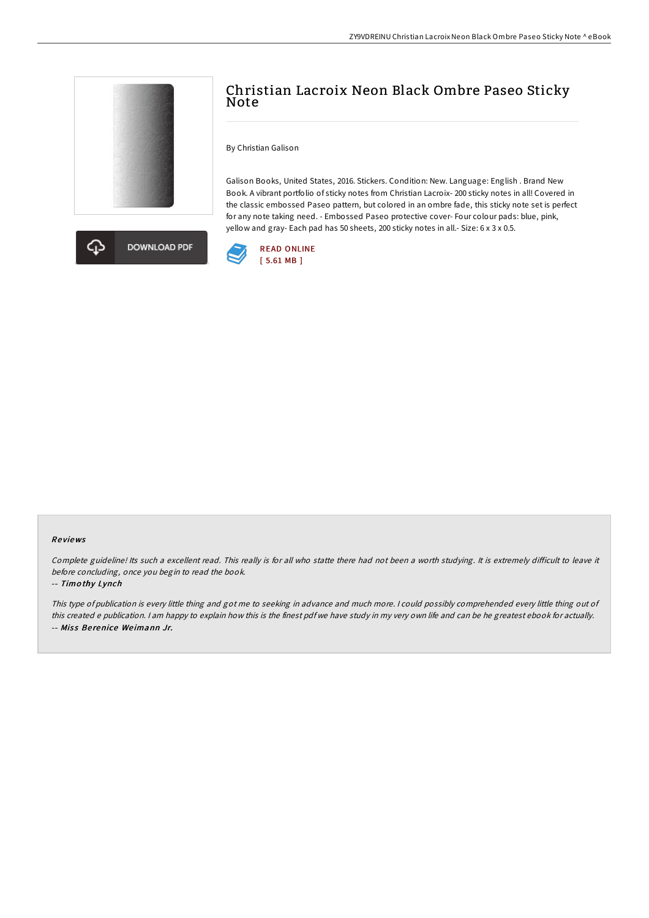# Christian Lacroix Neon Black Ombre Paseo Sticky Note

By Christian Galison

Galison Books, United States, 2016. Stickers. Condition: New. Language: English . Brand New Book. A vibrant portfolio of sticky notes from Christian Lacroix- 200 sticky notes in all! Covered in the classic embossed Paseo pattern, but colored in an ombre fade, this sticky note set is perfect for any note taking need. - Embossed Paseo protective cover- Four colour pads: blue, pink, yellow and gray- Each pad has 50 sheets, 200 sticky notes in all.- Size: 6 x 3 x 0.5.

DOWNLOAD PDF

READ ONLINE
[ 5.61 MB ]

### Reviews

*Complete guideline! Its such a excellent read. This really is for all who statte there had not been a worth studying. It is extremely difficult to leave it before concluding, once you begin to read the book.*

*-- Timothy Lynch*

*This type of publication is every little thing and got me to seeking in advance and much more. I could possibly comprehended every little thing out of this created e publication. I am happy to explain how this is the finest pdf we have study in my very own life and can be he greatest ebook for actually.*

*-- Miss Berenice Weimann Jr.*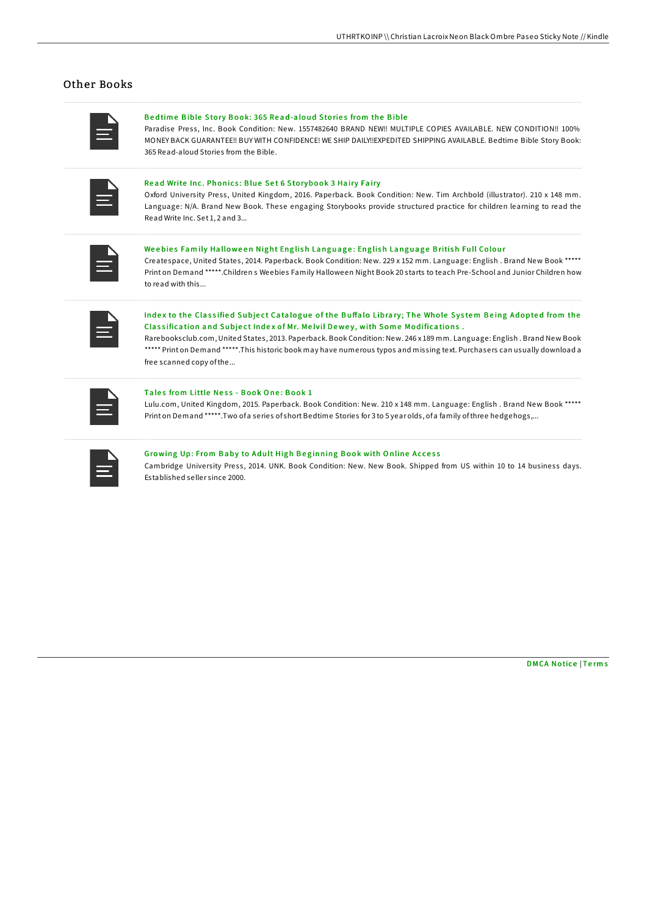## Other Books

### Bedtime Bible Story Book: 365 Read-aloud Stories from the Bible

Paradise Press, Inc. Book Condition: New. 1557482640 BRAND NEW!! MULTIPLE COPIES AVAILABLE. NEW CONDITION!! 100% MONEY BACK GUARANTEE!! BUY WITH CONFIDENCE! WE SHIP DAILY!!EXPEDITED SHIPPING AVAILABLE. Bedtime Bible Story Book: 365 Read-aloud Stories from the Bible.

### Read Write Inc. Phonics: Blue Set 6 Storybook 3 Hairy Fairy

Oxford University Press, United Kingdom, 2016. Paperback. Book Condition: New. Tim Archbold (illustrator). 210 x 148 mm. Language: N/A. Brand New Book. These engaging Storybooks provide structured practice for children learning to read the Read Write Inc. Set 1, 2 and 3...

### Weebies Family Halloween Night English Language: English Language British Full Colour

Createspace, United States, 2014. Paperback. Book Condition: New. 229 x 152 mm. Language: English . Brand New Book ***** Print on Demand *****.Children s Weebies Family Halloween Night Book 20 starts to teach Pre-School and Junior Children how to read with this...

### Index to the Classified Subject Catalogue of the Buffalo Library; The Whole System Being Adopted from the Classification and Subject Index of Mr. Melvil Dewey, with Some Modifications .

Rarebooksclub.com, United States, 2013. Paperback. Book Condition: New. 246 x 189 mm. Language: English . Brand New Book ***** Print on Demand *****.This historic book may have numerous typos and missing text. Purchasers can usually download a free scanned copy of the...

### Tales from Little Ness - Book One: Book 1

Lulu.com, United Kingdom, 2015. Paperback. Book Condition: New. 210 x 148 mm. Language: English . Brand New Book ***** Print on Demand *****.Two of a series of short Bedtime Stories for 3 to 5 year olds, of a family of three hedgehogs,...

### Growing Up: From Baby to Adult High Beginning Book with Online Access

Cambridge University Press, 2014. UNK. Book Condition: New. New Book. Shipped from US within 10 to 14 business days. Established seller since 2000.

DMCA Notice | Terms